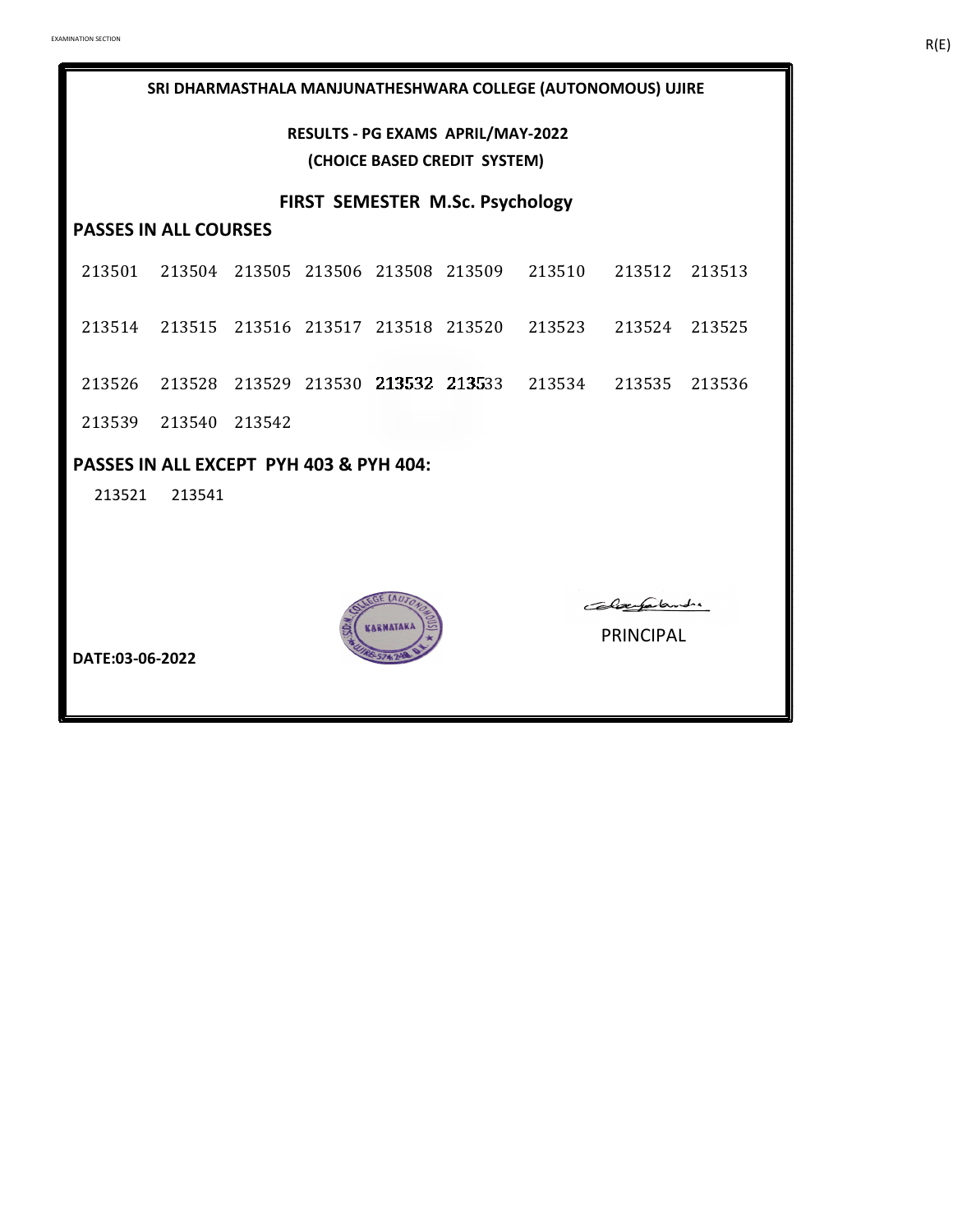# SRI DHARMASTHALA MANJUNATHESHWARA COLLEGE (AUTONOMOUS) UJIRE

## RESULTS - PG EXAMS APRIL/MAY-2022
## (CHOICE BASED CREDIT SYSTEM)

## FIRST SEMESTER M.Sc. Psychology

### PASSES IN ALL COURSES

213501 213504 213505 213506 213508 213509 213510 213512 213513

213514 213515 213516 213517 213518 213520 213523 213524 213525

213526 213528 213529 213530 213532 213533 213534 213535 213536

213539 213540 213542

### PASSES IN ALL EXCEPT PYH 403 & PYH 404:

213521 213541

PRINCIPAL

**DATE:03-06-2022**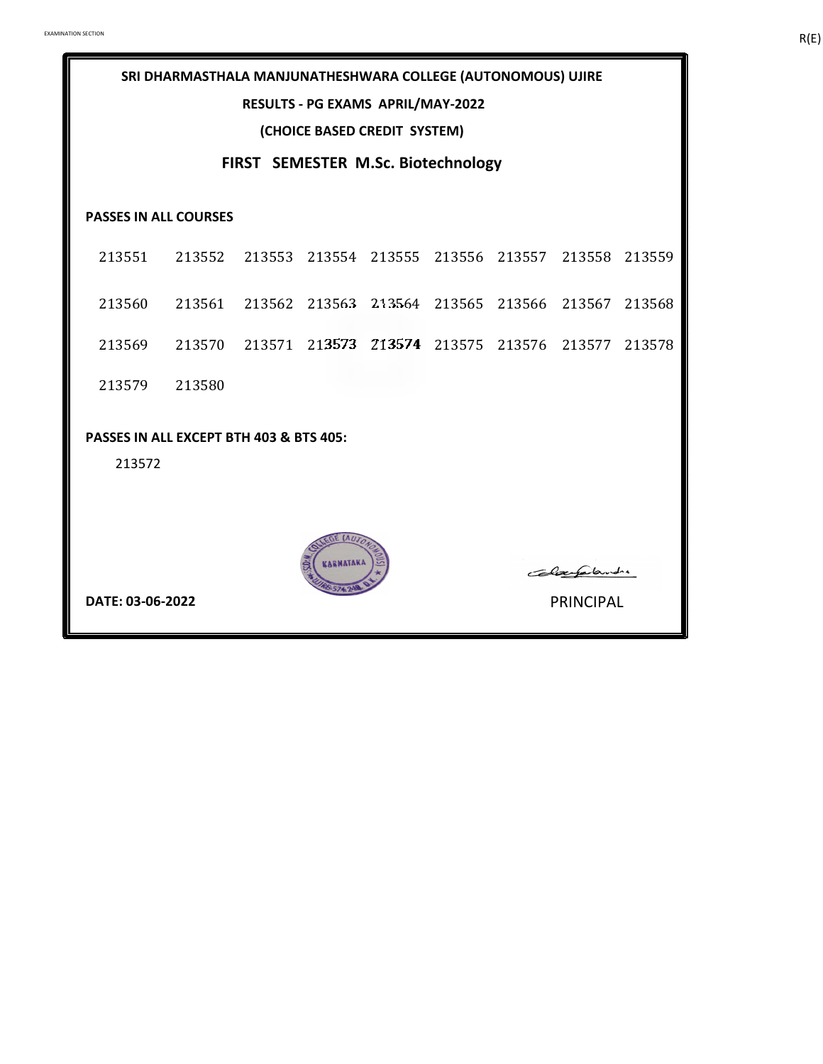**SRI DHARMASTHALA MANJUNATHESHWARA COLLEGE (AUTONOMOUS) UJIRE**

**RESULTS - PG EXAMS APRIL/MAY-2022**

**(CHOICE BASED CREDIT SYSTEM)**

## FIRST SEMESTER M.Sc. Biotechnology

**PASSES IN ALL COURSES**

| | | | | | | | | |
|---|---|---|---|---|---|---|---|---|
| 213551 | 213552 | 213553 | 213554 | 213555 | 213556 | 213557 | 213558 | 213559 |
| 213560 | 213561 | 213562 | 213563 | 213564 | 213565 | 213566 | 213567 | 213568 |
| 213569 | 213570 | 213571 | 213573 | 213574 | 213575 | 213576 | 213577 | 213578 |
| 213579 | 213580 | | | | | | | |

**PASSES IN ALL EXCEPT BTH 403 & BTS 405:**

213572

**DATE: 03-06-2022**

PRINCIPAL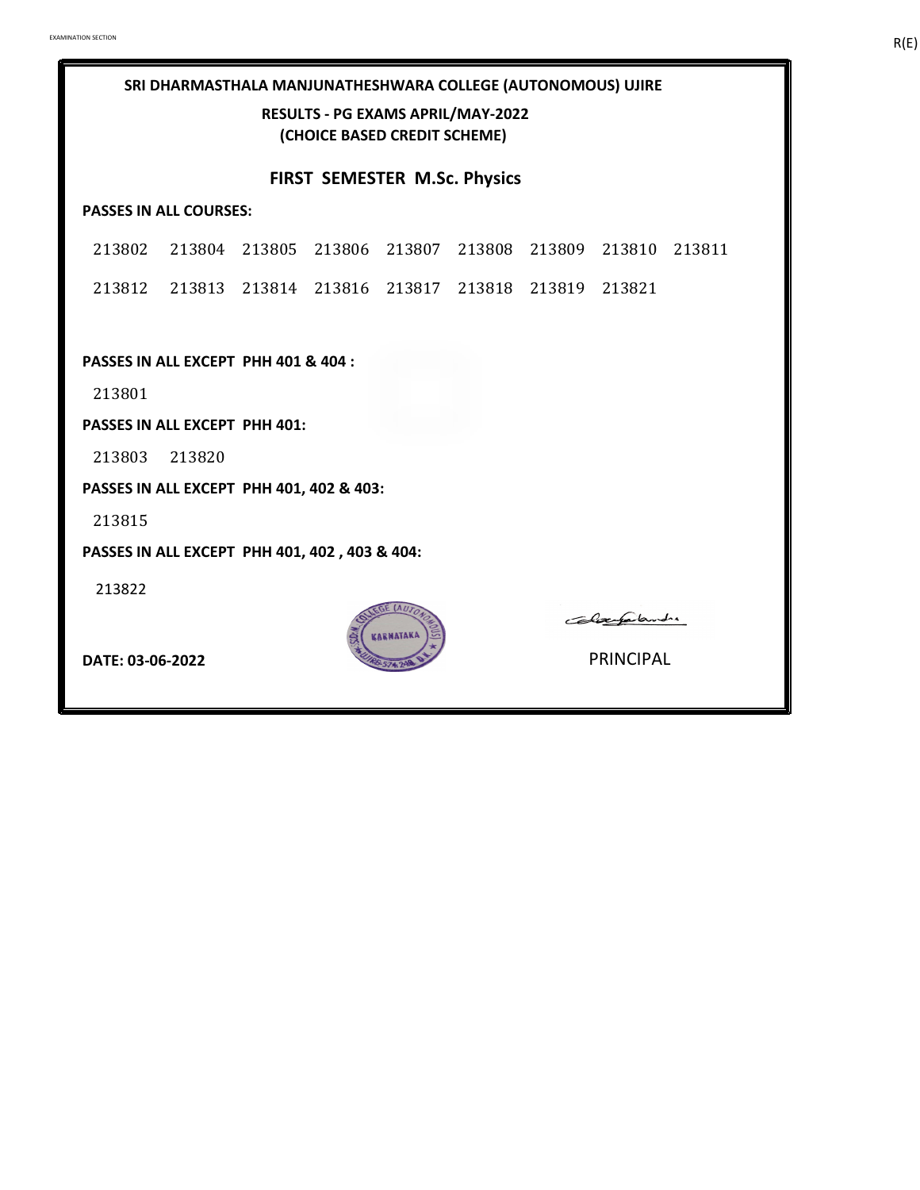**SRI DHARMASTHALA MANJUNATHESHWARA COLLEGE (AUTONOMOUS) UJIRE**

**RESULTS - PG EXAMS APRIL/MAY-2022**
**(CHOICE BASED CREDIT SCHEME)**

## FIRST SEMESTER M.Sc. Physics

**PASSES IN ALL COURSES:**

213802 213804 213805 213806 213807 213808 213809 213810 213811

213812 213813 213814 213816 213817 213818 213819 213821

**PASSES IN ALL EXCEPT PHH 401 & 404 :**

213801

**PASSES IN ALL EXCEPT PHH 401:**

213803 213820

**PASSES IN ALL EXCEPT PHH 401, 402 & 403:**

213815

**PASSES IN ALL EXCEPT PHH 401, 402 , 403 & 404:**

213822

**DATE: 03-06-2022**

PRINCIPAL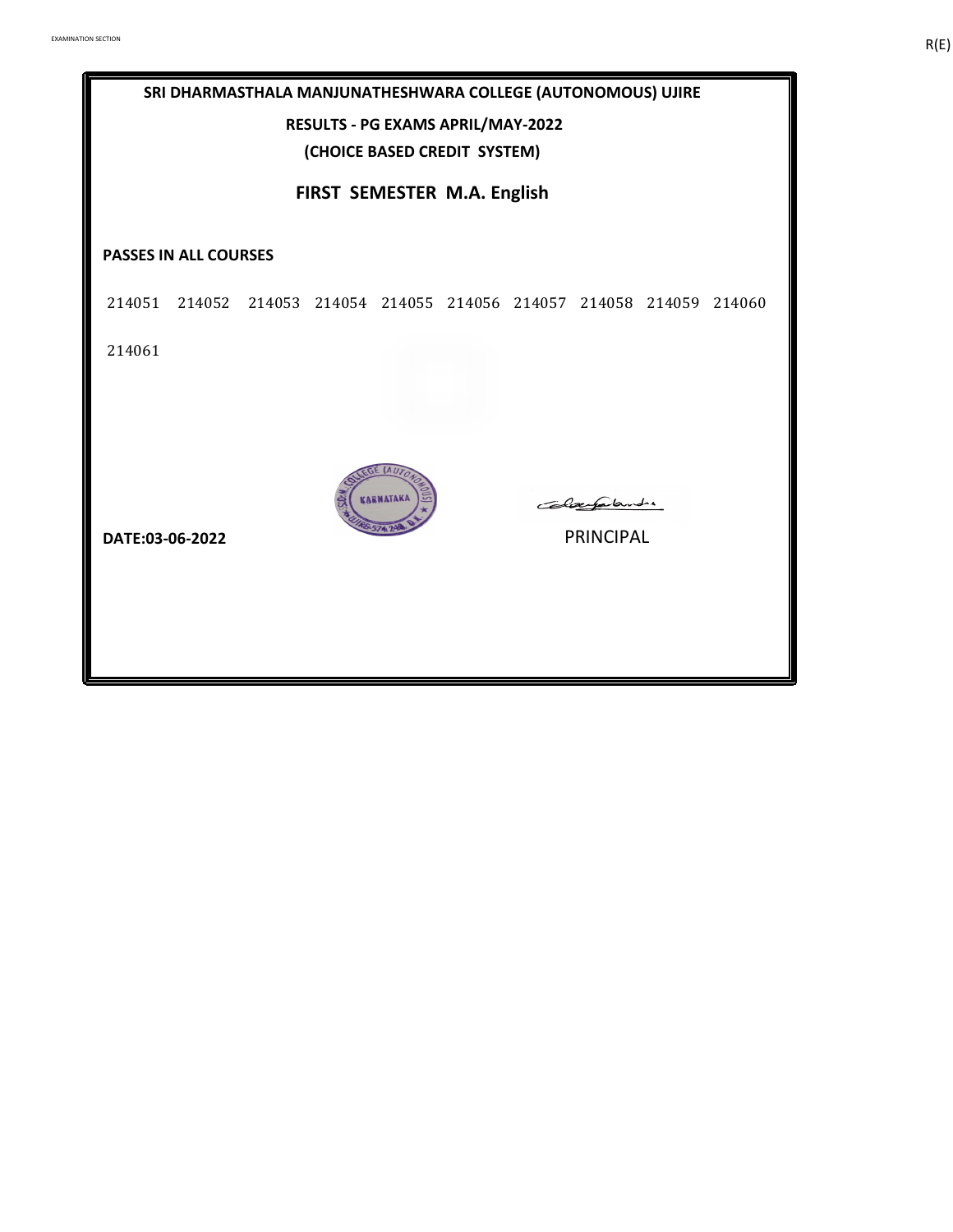# SRI DHARMASTHALA MANJUNATHESHWARA COLLEGE (AUTONOMOUS) UJIRE

## RESULTS - PG EXAMS APRIL/MAY-2022

## (CHOICE BASED CREDIT SYSTEM)

## FIRST SEMESTER M.A. English

**PASSES IN ALL COURSES**

214051 214052 214053 214054 214055 214056 214057 214058 214059 214060

214061

**DATE:03-06-2022**

PRINCIPAL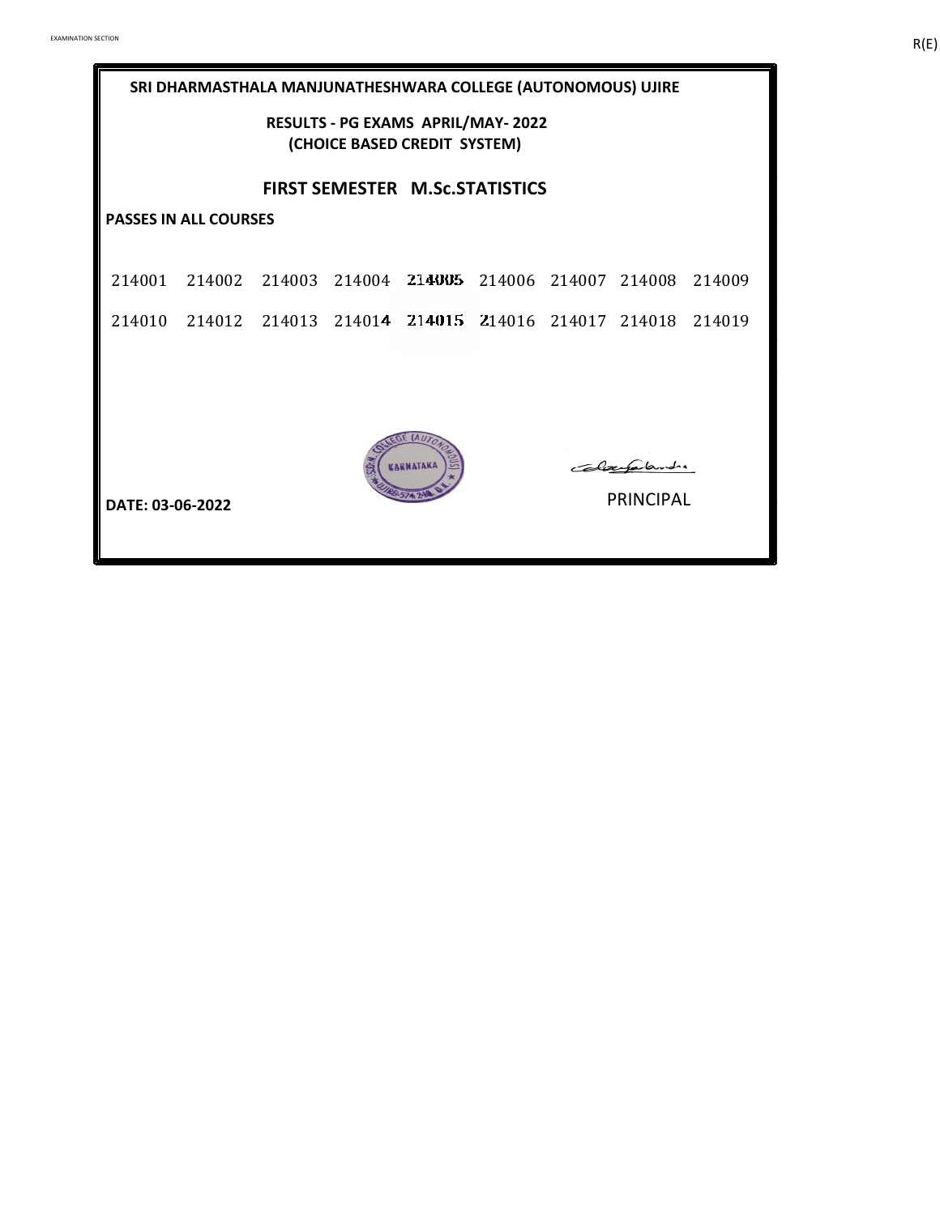**SRI DHARMASTHALA MANJUNATHESHWARA COLLEGE (AUTONOMOUS) UJIRE**

**RESULTS - PG EXAMS APRIL/MAY- 2022**
**(CHOICE BASED CREDIT SYSTEM)**

## FIRST SEMESTER M.Sc.STATISTICS

**PASSES IN ALL COURSES**

| | | | | | | | | |
|---|---|---|---|---|---|---|---|---|
| 214001 | 214002 | 214003 | 214004 | 214005 | 214006 | 214007 | 214008 | 214009 |
| 214010 | 214012 | 214013 | 214014 | 214015 | 214016 | 214017 | 214018 | 214019 |

**DATE: 03-06-2022**

PRINCIPAL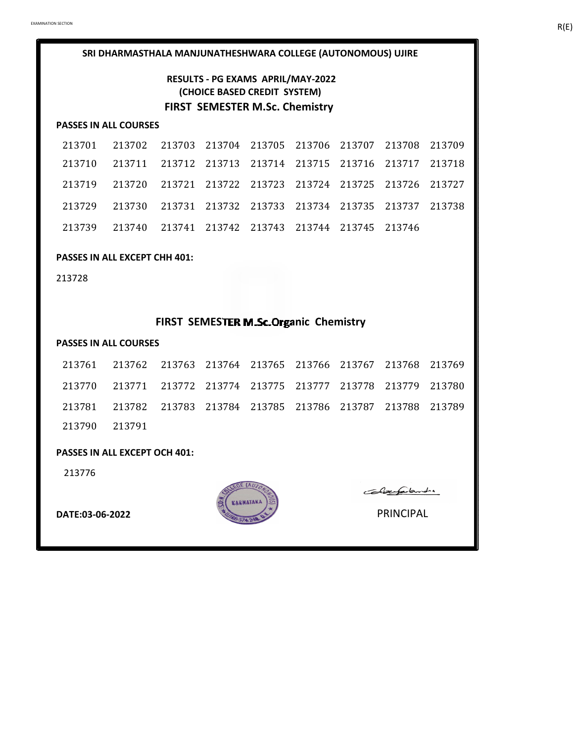EXAMINATION SECTION

R(E)

**SRI DHARMASTHALA MANJUNATHESHWARA COLLEGE (AUTONOMOUS) UJIRE**

**RESULTS - PG EXAMS APRIL/MAY-2022**
**(CHOICE BASED CREDIT SYSTEM)**

## FIRST SEMESTER M.Sc. Chemistry

**PASSES IN ALL COURSES**

| | | | | | | | | |
|---|---|---|---|---|---|---|---|---|
| 213701 | 213702 | 213703 | 213704 | 213705 | 213706 | 213707 | 213708 | 213709 |
| 213710 | 213711 | 213712 | 213713 | 213714 | 213715 | 213716 | 213717 | 213718 |
| 213719 | 213720 | 213721 | 213722 | 213723 | 213724 | 213725 | 213726 | 213727 |
| 213729 | 213730 | 213731 | 213732 | 213733 | 213734 | 213735 | 213737 | 213738 |
| 213739 | 213740 | 213741 | 213742 | 213743 | 213744 | 213745 | 213746 | |

**PASSES IN ALL EXCEPT CHH 401:**

213728

## FIRST SEMESTER M.Sc. Organic Chemistry

**PASSES IN ALL COURSES**

| | | | | | | | | |
|---|---|---|---|---|---|---|---|---|
| 213761 | 213762 | 213763 | 213764 | 213765 | 213766 | 213767 | 213768 | 213769 |
| 213770 | 213771 | 213772 | 213774 | 213775 | 213777 | 213778 | 213779 | 213780 |
| 213781 | 213782 | 213783 | 213784 | 213785 | 213786 | 213787 | 213788 | 213789 |
| 213790 | 213791 | | | | | | | |

**PASSES IN ALL EXCEPT OCH 401:**

213776

**DATE:03-06-2022**

PRINCIPAL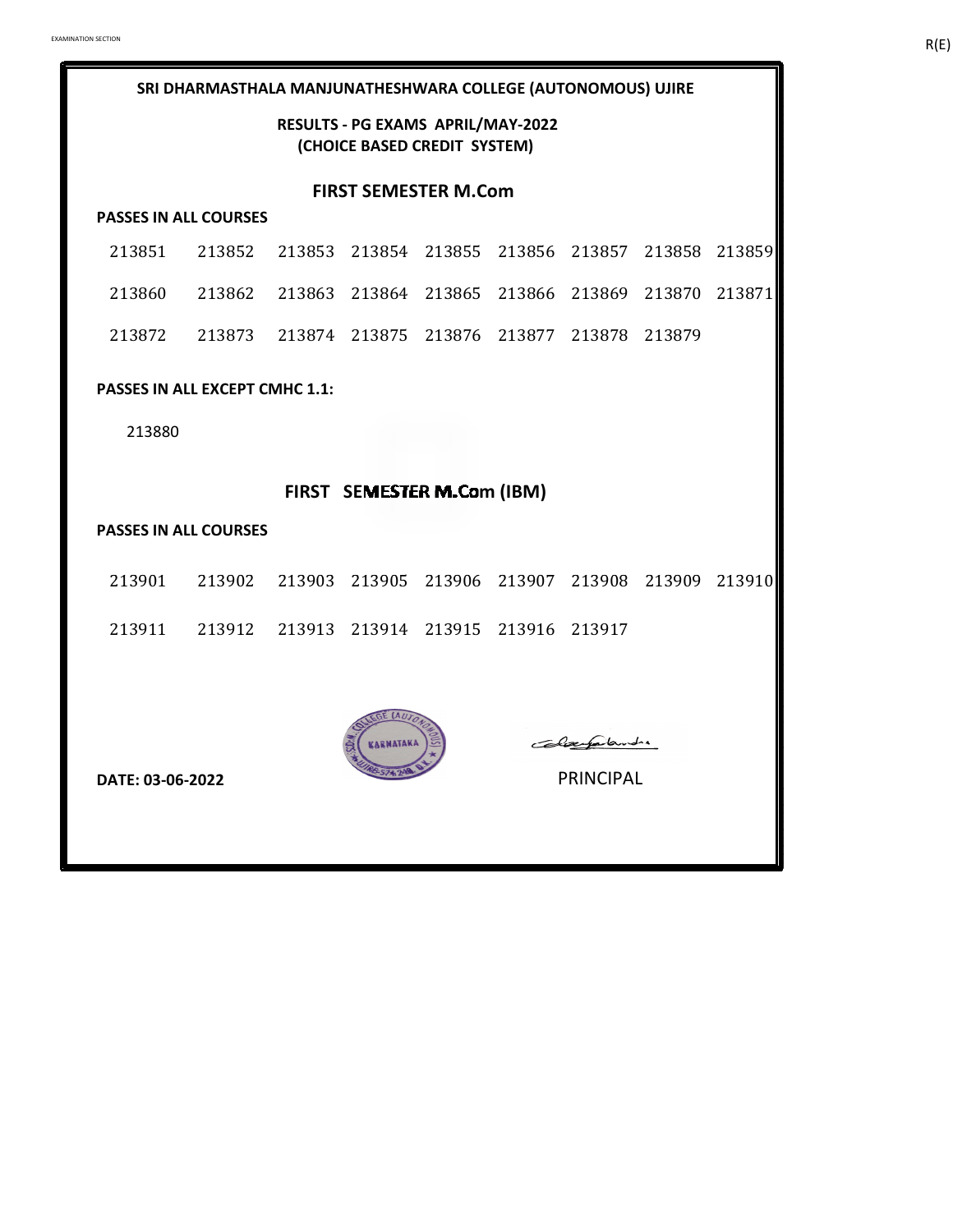## SRI DHARMASTHALA MANJUNATHESHWARA COLLEGE (AUTONOMOUS) UJIRE

### RESULTS - PG EXAMS APRIL/MAY-2022
### (CHOICE BASED CREDIT SYSTEM)

### FIRST SEMESTER M.Com

**PASSES IN ALL COURSES**

| | | | | | | | | |
|---|---|---|---|---|---|---|---|---|
| 213851 | 213852 | 213853 | 213854 | 213855 | 213856 | 213857 | 213858 | 213859 |
| 213860 | 213862 | 213863 | 213864 | 213865 | 213866 | 213869 | 213870 | 213871 |
| 213872 | 213873 | 213874 | 213875 | 213876 | 213877 | 213878 | 213879 | |

**PASSES IN ALL EXCEPT CMHC 1.1:**

213880

### FIRST SEMESTER M.Com (IBM)

**PASSES IN ALL COURSES**

| | | | | | | | | |
|---|---|---|---|---|---|---|---|---|
| 213901 | 213902 | 213903 | 213905 | 213906 | 213907 | 213908 | 213909 | 213910 |
| 213911 | 213912 | 213913 | 213914 | 213915 | 213916 | 213917 | | |

**DATE: 03-06-2022**

PRINCIPAL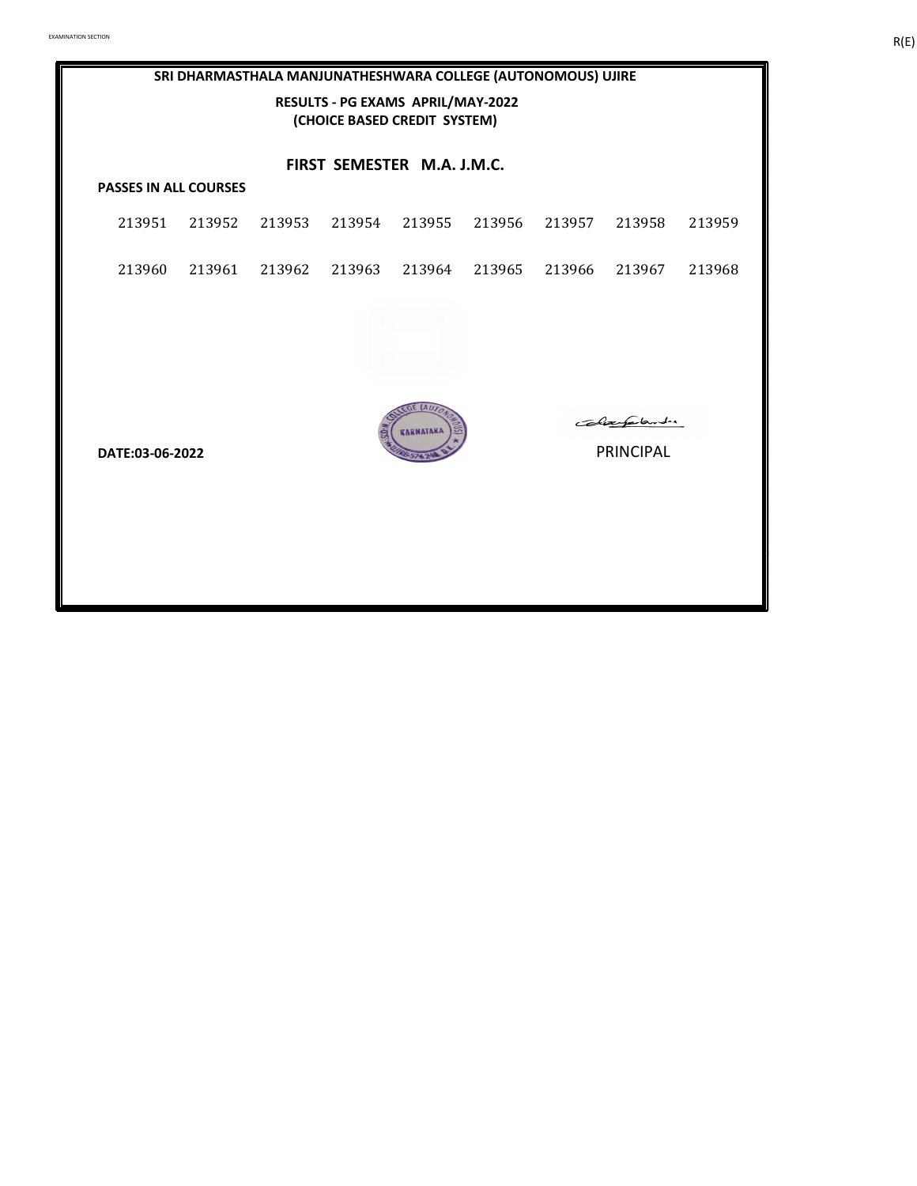# SRI DHARMASTHALA MANJUNATHESHWARA COLLEGE (AUTONOMOUS) UJIRE

## RESULTS - PG EXAMS APRIL/MAY-2022
## (CHOICE BASED CREDIT SYSTEM)

### FIRST SEMESTER M.A. J.M.C.

**PASSES IN ALL COURSES**

| | | | | | | | | |
|---|---|---|---|---|---|---|---|---|
| 213951 | 213952 | 213953 | 213954 | 213955 | 213956 | 213957 | 213958 | 213959 |
| 213960 | 213961 | 213962 | 213963 | 213964 | 213965 | 213966 | 213967 | 213968 |

**DATE:03-06-2022**

PRINCIPAL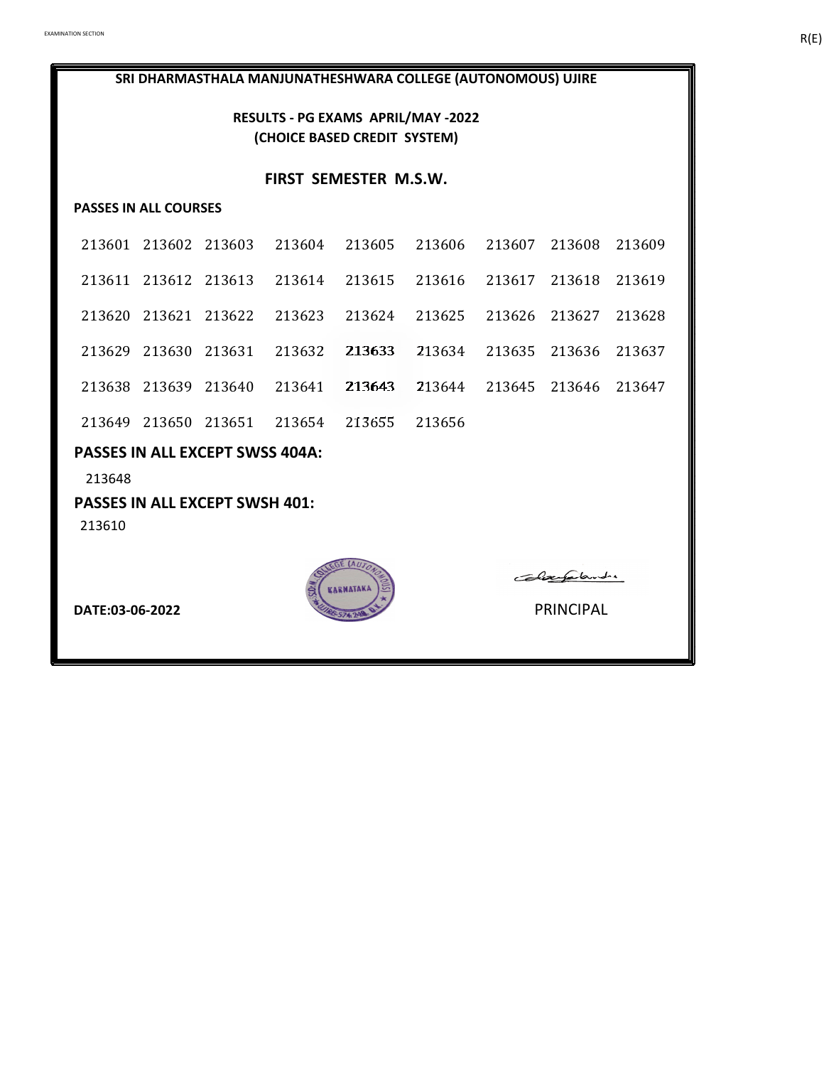**SRI DHARMASTHALA MANJUNATHESHWARA COLLEGE (AUTONOMOUS) UJIRE**

**RESULTS - PG EXAMS APRIL/MAY -2022**
**(CHOICE BASED CREDIT SYSTEM)**

## FIRST SEMESTER M.S.W.

**PASSES IN ALL COURSES**

| | | | | | | | | |
|---|---|---|---|---|---|---|---|---|
| 213601 | 213602 | 213603 | 213604 | 213605 | 213606 | 213607 | 213608 | 213609 |
| 213611 | 213612 | 213613 | 213614 | 213615 | 213616 | 213617 | 213618 | 213619 |
| 213620 | 213621 | 213622 | 213623 | 213624 | 213625 | 213626 | 213627 | 213628 |
| 213629 | 213630 | 213631 | 213632 | 213633 | 213634 | 213635 | 213636 | 213637 |
| 213638 | 213639 | 213640 | 213641 | 213643 | 213644 | 213645 | 213646 | 213647 |
| 213649 | 213650 | 213651 | 213654 | 213655 | 213656 | | | |

**PASSES IN ALL EXCEPT SWSS 404A:**

213648

**PASSES IN ALL EXCEPT SWSH 401:**

213610

**DATE:03-06-2022**

PRINCIPAL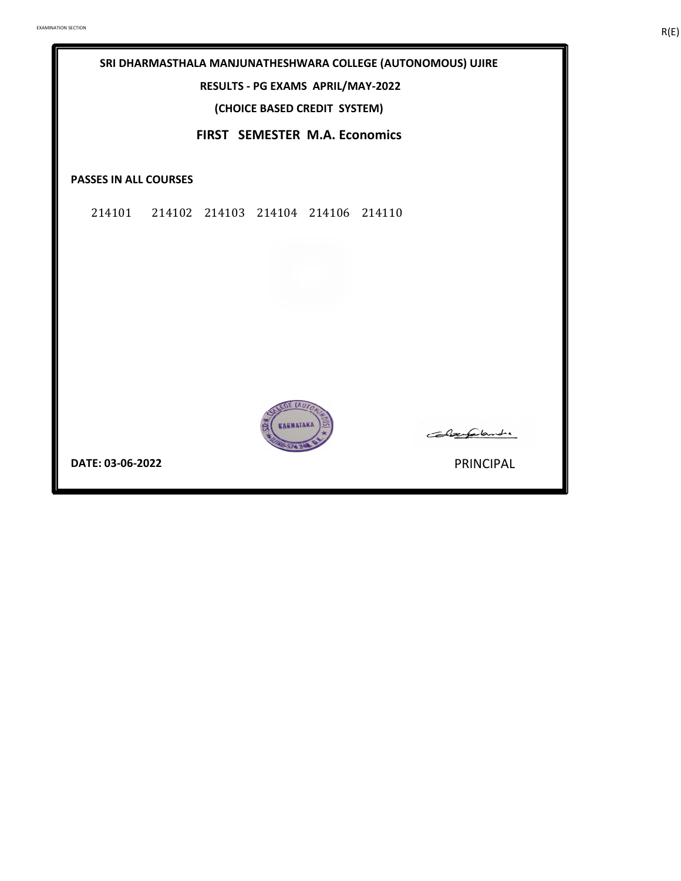**SRI DHARMASTHALA MANJUNATHESHWARA COLLEGE (AUTONOMOUS) UJIRE**

**RESULTS - PG EXAMS APRIL/MAY-2022**

**(CHOICE BASED CREDIT SYSTEM)**

## FIRST SEMESTER M.A. Economics

**PASSES IN ALL COURSES**

214101 214102 214103 214104 214106 214110

**DATE: 03-06-2022**

PRINCIPAL